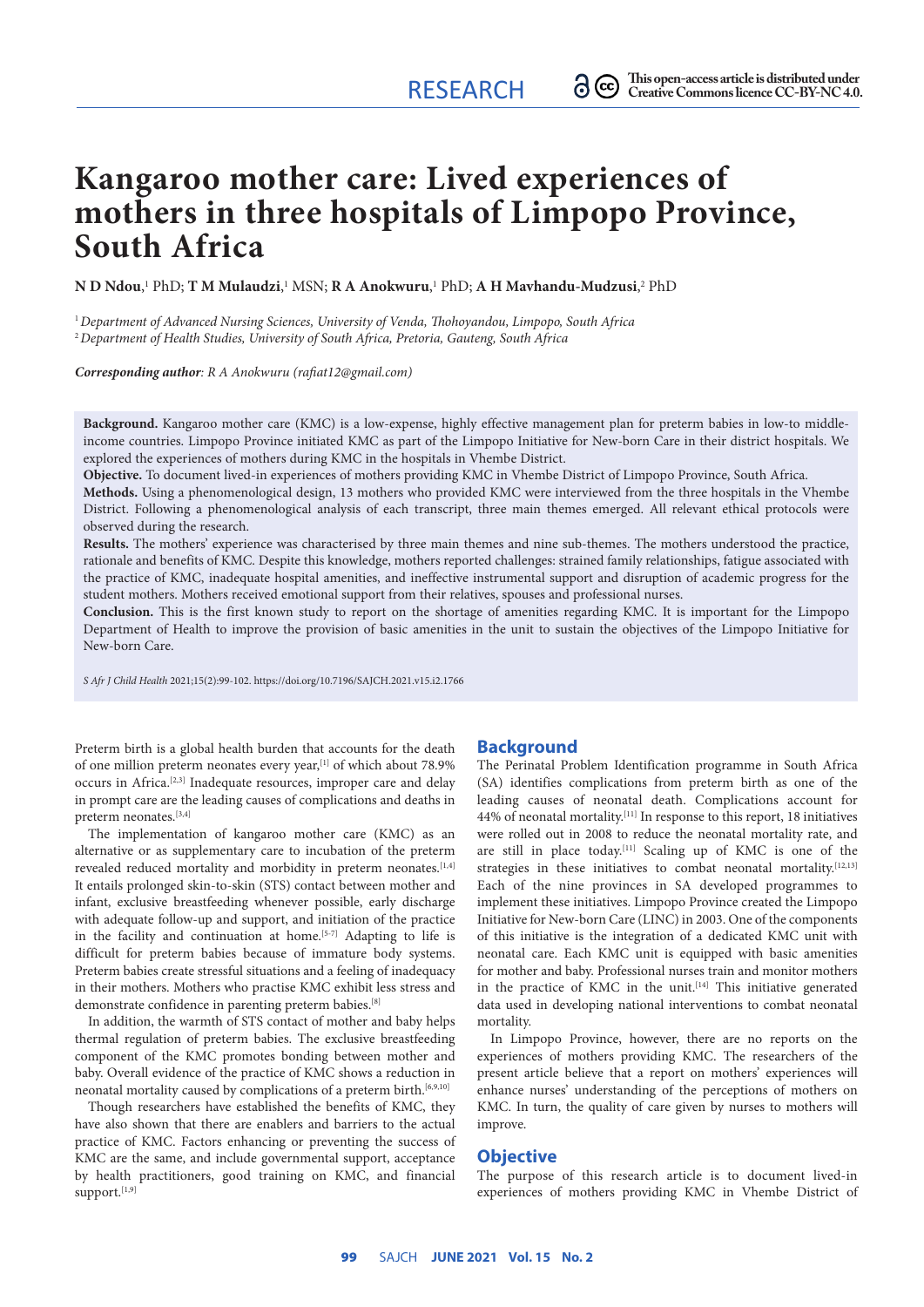RESEARCH

This open-access article is distributed under Creative Commons licence CC-BY-NC 4.0.

# Kangaroo mother care: Lived experiences of mothers in three hospitals of Limpopo Province, South Africa

**N D Ndou**,[1] PhD; **T M Mulaudzi**,[1] MSN; **R A Anokwuru**,[1] PhD; **A H Mavhandu-Mudzusi**,[2] PhD

[1] *Department of Advanced Nursing Sciences, University of Venda, Thohoyandou, Limpopo, South Africa*
[2] *Department of Health Studies, University of South Africa, Pretoria, Gauteng, South Africa*

***Corresponding author**: R A Anokwuru (rafiat12@gmail.com)*

**Background.** Kangaroo mother care (KMC) is a low-expense, highly effective management plan for preterm babies in low-to middle-income countries. Limpopo Province initiated KMC as part of the Limpopo Initiative for New-born Care in their district hospitals. We explored the experiences of mothers during KMC in the hospitals in Vhembe District.

**Objective.** To document lived-in experiences of mothers providing KMC in Vhembe District of Limpopo Province, South Africa.

**Methods.** Using a phenomenological design, 13 mothers who provided KMC were interviewed from the three hospitals in the Vhembe District. Following a phenomenological analysis of each transcript, three main themes emerged. All relevant ethical protocols were observed during the research.

**Results.** The mothers' experience was characterised by three main themes and nine sub-themes. The mothers understood the practice, rationale and benefits of KMC. Despite this knowledge, mothers reported challenges: strained family relationships, fatigue associated with the practice of KMC, inadequate hospital amenities, and ineffective instrumental support and disruption of academic progress for the student mothers. Mothers received emotional support from their relatives, spouses and professional nurses.

**Conclusion.** This is the first known study to report on the shortage of amenities regarding KMC. It is important for the Limpopo Department of Health to improve the provision of basic amenities in the unit to sustain the objectives of the Limpopo Initiative for New-born Care.

*S Afr J Child Health* 2021;15(2):99-102. https://doi.org/10.7196/SAJCH.2021.v15.i2.1766

Preterm birth is a global health burden that accounts for the death of one million preterm neonates every year,[1] of which about 78.9% occurs in Africa.[2,3] Inadequate resources, improper care and delay in prompt care are the leading causes of complications and deaths in preterm neonates.[3,4]

The implementation of kangaroo mother care (KMC) as an alternative or as supplementary care to incubation of the preterm revealed reduced mortality and morbidity in preterm neonates.[1,4] It entails prolonged skin-to-skin (STS) contact between mother and infant, exclusive breastfeeding whenever possible, early discharge with adequate follow-up and support, and initiation of the practice in the facility and continuation at home.[5-7] Adapting to life is difficult for preterm babies because of immature body systems. Preterm babies create stressful situations and a feeling of inadequacy in their mothers. Mothers who practise KMC exhibit less stress and demonstrate confidence in parenting preterm babies.[8]

In addition, the warmth of STS contact of mother and baby helps thermal regulation of preterm babies. The exclusive breastfeeding component of the KMC promotes bonding between mother and baby. Overall evidence of the practice of KMC shows a reduction in neonatal mortality caused by complications of a preterm birth.[6,9,10]

Though researchers have established the benefits of KMC, they have also shown that there are enablers and barriers to the actual practice of KMC. Factors enhancing or preventing the success of KMC are the same, and include governmental support, acceptance by health practitioners, good training on KMC, and financial support.[1,9]

## Background

The Perinatal Problem Identification programme in South Africa (SA) identifies complications from preterm birth as one of the leading causes of neonatal death. Complications account for 44% of neonatal mortality.[11] In response to this report, 18 initiatives were rolled out in 2008 to reduce the neonatal mortality rate, and are still in place today.[11] Scaling up of KMC is one of the strategies in these initiatives to combat neonatal mortality.[12,13] Each of the nine provinces in SA developed programmes to implement these initiatives. Limpopo Province created the Limpopo Initiative for New-born Care (LINC) in 2003. One of the components of this initiative is the integration of a dedicated KMC unit with neonatal care. Each KMC unit is equipped with basic amenities for mother and baby. Professional nurses train and monitor mothers in the practice of KMC in the unit.[14] This initiative generated data used in developing national interventions to combat neonatal mortality.

In Limpopo Province, however, there are no reports on the experiences of mothers providing KMC. The researchers of the present article believe that a report on mothers' experiences will enhance nurses' understanding of the perceptions of mothers on KMC. In turn, the quality of care given by nurses to mothers will improve.

## Objective

The purpose of this research article is to document lived-in experiences of mothers providing KMC in Vhembe District of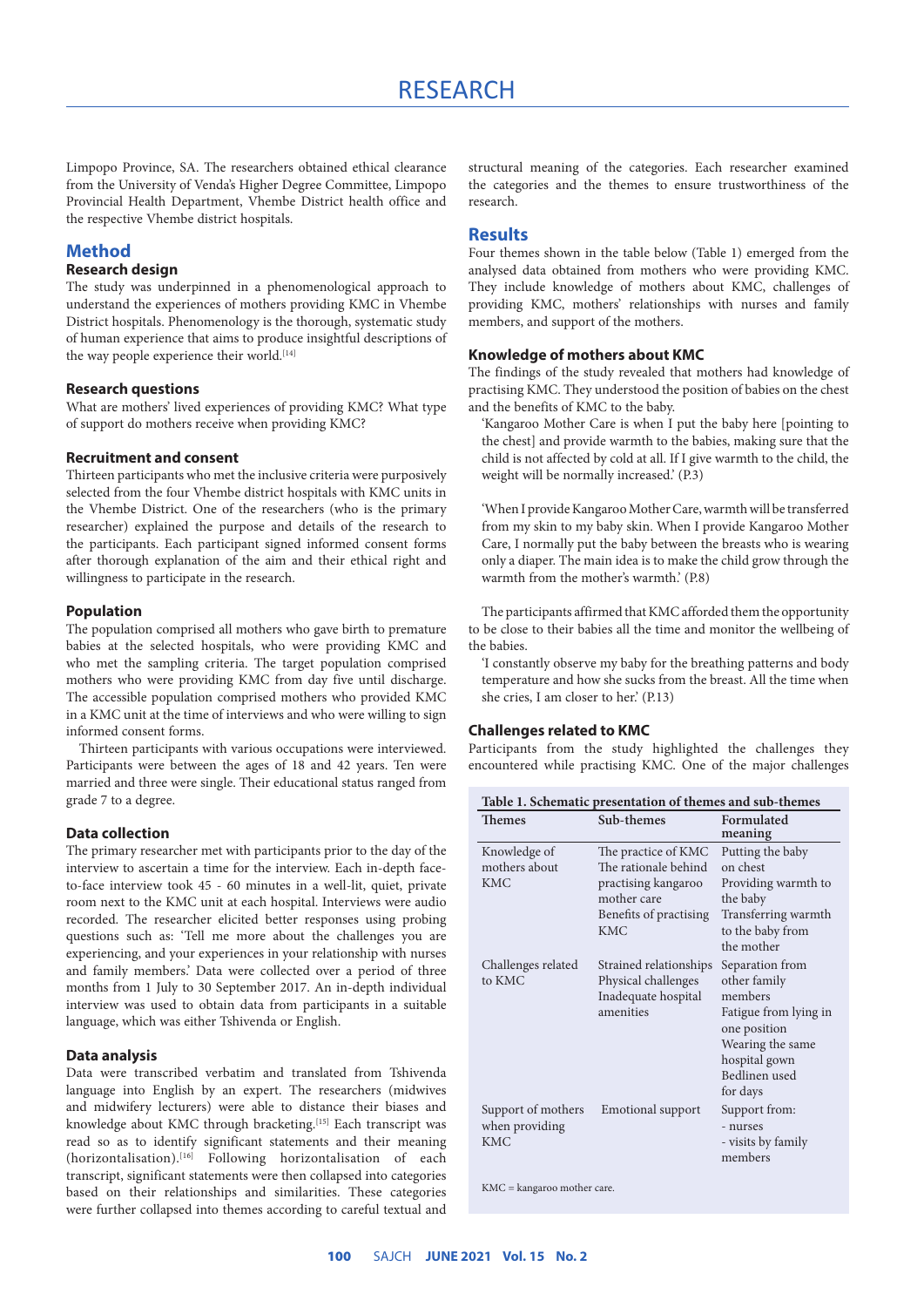Limpopo Province, SA. The researchers obtained ethical clearance from the University of Venda's Higher Degree Committee, Limpopo Provincial Health Department, Vhembe District health office and the respective Vhembe district hospitals.

## Method

### Research design

The study was underpinned in a phenomenological approach to understand the experiences of mothers providing KMC in Vhembe District hospitals. Phenomenology is the thorough, systematic study of human experience that aims to produce insightful descriptions of the way people experience their world.[14]

### Research questions

What are mothers' lived experiences of providing KMC? What type of support do mothers receive when providing KMC?

### Recruitment and consent

Thirteen participants who met the inclusive criteria were purposively selected from the four Vhembe district hospitals with KMC units in the Vhembe District. One of the researchers (who is the primary researcher) explained the purpose and details of the research to the participants. Each participant signed informed consent forms after thorough explanation of the aim and their ethical right and willingness to participate in the research.

### Population

The population comprised all mothers who gave birth to premature babies at the selected hospitals, who were providing KMC and who met the sampling criteria. The target population comprised mothers who were providing KMC from day five until discharge. The accessible population comprised mothers who provided KMC in a KMC unit at the time of interviews and who were willing to sign informed consent forms.

Thirteen participants with various occupations were interviewed. Participants were between the ages of 18 and 42 years. Ten were married and three were single. Their educational status ranged from grade 7 to a degree.

### Data collection

The primary researcher met with participants prior to the day of the interview to ascertain a time for the interview. Each in-depth face-to-face interview took 45 - 60 minutes in a well-lit, quiet, private room next to the KMC unit at each hospital. Interviews were audio recorded. The researcher elicited better responses using probing questions such as: 'Tell me more about the challenges you are experiencing, and your experiences in your relationship with nurses and family members.' Data were collected over a period of three months from 1 July to 30 September 2017. An in-depth individual interview was used to obtain data from participants in a suitable language, which was either Tshivenda or English.

### Data analysis

Data were transcribed verbatim and translated from Tshivenda language into English by an expert. The researchers (midwives and midwifery lecturers) were able to distance their biases and knowledge about KMC through bracketing.[15] Each transcript was read so as to identify significant statements and their meaning (horizontalisation).[16] Following horizontalisation of each transcript, significant statements were then collapsed into categories based on their relationships and similarities. These categories were further collapsed into themes according to careful textual and structural meaning of the categories. Each researcher examined the categories and the themes to ensure trustworthiness of the research.

## Results

Four themes shown in the table below (Table 1) emerged from the analysed data obtained from mothers who were providing KMC. They include knowledge of mothers about KMC, challenges of providing KMC, mothers' relationships with nurses and family members, and support of the mothers.

### Knowledge of mothers about KMC

The findings of the study revealed that mothers had knowledge of practising KMC. They understood the position of babies on the chest and the benefits of KMC to the baby.

> 'Kangaroo Mother Care is when I put the baby here [pointing to the chest] and provide warmth to the babies, making sure that the child is not affected by cold at all. If I give warmth to the child, the weight will be normally increased.' (P.3)

> 'When I provide Kangaroo Mother Care, warmth will be transferred from my skin to my baby skin. When I provide Kangaroo Mother Care, I normally put the baby between the breasts who is wearing only a diaper. The main idea is to make the child grow through the warmth from the mother's warmth.' (P.8)

The participants affirmed that KMC afforded them the opportunity to be close to their babies all the time and monitor the wellbeing of the babies.

> 'I constantly observe my baby for the breathing patterns and body temperature and how she sucks from the breast. All the time when she cries, I am closer to her.' (P.13)

### Challenges related to KMC

Participants from the study highlighted the challenges they encountered while practising KMC. One of the major challenges

**Table 1. Schematic presentation of themes and sub-themes**

| Themes | Sub-themes | Formulated meaning |
|---|---|---|
| Knowledge of mothers about KMC | The practice of KMC<br>The rationale behind practising kangaroo mother care<br>Benefits of practising KMC | Putting the baby on chest<br>Providing warmth to the baby<br>Transferring warmth to the baby from the mother |
| Challenges related to KMC | Strained relationships<br>Physical challenges<br>Inadequate hospital amenities | Separation from other family members<br>Fatigue from lying in one position<br>Wearing the same hospital gown<br>Bedlinen used for days |
| Support of mothers when providing KMC | Emotional support | Support from:<br>- nurses<br>- visits by family members |

KMC = kangaroo mother care.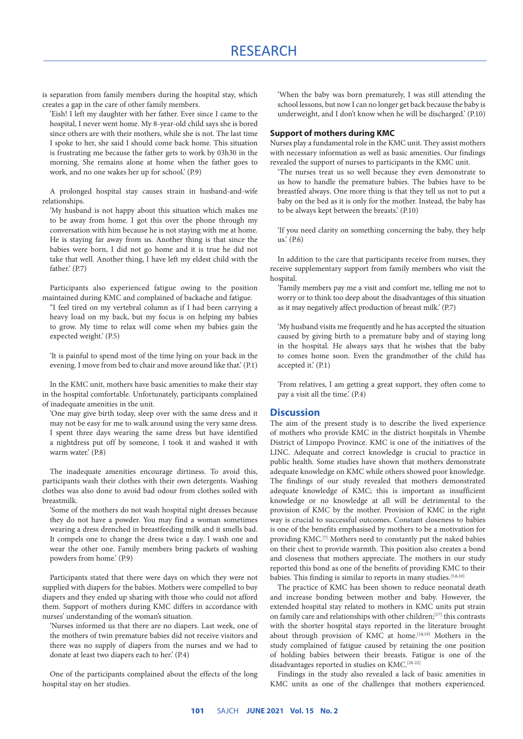is separation from family members during the hospital stay, which creates a gap in the care of other family members.

> 'Eish! I left my daughter with her father. Ever since I came to the hospital, I never went home. My 8-year-old child says she is bored since others are with their mothers, while she is not. The last time I spoke to her, she said I should come back home. This situation is frustrating me because the father gets to work by 03h30 in the morning. She remains alone at home when the father goes to work, and no one wakes her up for school.' (P.9)

A prolonged hospital stay causes strain in husband-and-wife relationships.

> 'My husband is not happy about this situation which makes me to be away from home. I got this over the phone through my conversation with him because he is not staying with me at home. He is staying far away from us. Another thing is that since the babies were born, I did not go home and it is true he did not take that well. Another thing, I have left my eldest child with the father.' (P.7)

Participants also experienced fatigue owing to the position maintained during KMC and complained of backache and fatigue.

> "I feel tired on my vertebral column as if I had been carrying a heavy load on my back, but my focus is on helping my babies to grow. My time to relax will come when my babies gain the expected weight.' (P.5)

> 'It is painful to spend most of the time lying on your back in the evening. I move from bed to chair and move around like that.' (P.1)

In the KMC unit, mothers have basic amenities to make their stay in the hospital comfortable. Unfortunately, participants complained of inadequate amenities in the unit.

> 'One may give birth today, sleep over with the same dress and it may not be easy for me to walk around using the very same dress. I spent three days wearing the same dress but have identified a nightdress put off by someone, I took it and washed it with warm water.' (P.8)

The inadequate amenities encourage dirtiness. To avoid this, participants wash their clothes with their own detergents. Washing clothes was also done to avoid bad odour from clothes soiled with breastmilk.

> 'Some of the mothers do not wash hospital night dresses because they do not have a powder. You may find a woman sometimes wearing a dress drenched in breastfeeding milk and it smells bad. It compels one to change the dress twice a day. I wash one and wear the other one. Family members bring packets of washing powders from home.' (P.9)

Participants stated that there were days on which they were not supplied with diapers for the babies. Mothers were compelled to buy diapers and they ended up sharing with those who could not afford them. Support of mothers during KMC differs in accordance with nurses' understanding of the woman's situation.

> 'Nurses informed us that there are no diapers. Last week, one of the mothers of twin premature babies did not receive visitors and there was no supply of diapers from the nurses and we had to donate at least two diapers each to her.' (P.4)

One of the participants complained about the effects of the long hospital stay on her studies.

> 'When the baby was born prematurely, I was still attending the school lessons, but now I can no longer get back because the baby is underweight, and I don't know when he will be discharged.' (P.10)

### Support of mothers during KMC

Nurses play a fundamental role in the KMC unit. They assist mothers with necessary information as well as basic amenities. Our findings revealed the support of nurses to participants in the KMC unit.

> 'The nurses treat us so well because they even demonstrate to us how to handle the premature babies. The babies have to be breastfed always. One more thing is that they tell us not to put a baby on the bed as it is only for the mother. Instead, the baby has to be always kept between the breasts.' (P.10)

> 'If you need clarity on something concerning the baby, they help us.' (P.6)

In addition to the care that participants receive from nurses, they receive supplementary support from family members who visit the hospital.

> 'Family members pay me a visit and comfort me, telling me not to worry or to think too deep about the disadvantages of this situation as it may negatively affect production of breast milk.' (P.7)

> 'My husband visits me frequently and he has accepted the situation caused by giving birth to a premature baby and of staying long in the hospital. He always says that he wishes that the baby to comes home soon. Even the grandmother of the child has accepted it.' (P.1)

> 'From relatives, I am getting a great support, they often come to pay a visit all the time.' (P.4)

## Discussion

The aim of the present study is to describe the lived experience of mothers who provide KMC in the district hospitals in Vhembe District of Limpopo Province. KMC is one of the initiatives of the LINC. Adequate and correct knowledge is crucial to practice in public health. Some studies have shown that mothers demonstrate adequate knowledge on KMC while others showed poor knowledge. The findings of our study revealed that mothers demonstrated adequate knowledge of KMC; this is important as insufficient knowledge or no knowledge at all will be detrimental to the provision of KMC by the mother. Provision of KMC in the right way is crucial to successful outcomes. Constant closeness to babies is one of the benefits emphasised by mothers to be a motivation for providing KMC.[7] Mothers need to constantly put the naked babies on their chest to provide warmth. This position also creates a bond and closeness that mothers appreciate. The mothers in our study reported this bond as one of the benefits of providing KMC to their babies. This finding is similar to reports in many studies.[5,6,10]

The practice of KMC has been shown to reduce neonatal death and increase bonding between mother and baby. However, the extended hospital stay related to mothers in KMC units put strain on family care and relationships with other children;[17] this contrasts with the shorter hospital stays reported in the literature brought about through provision of KMC at home.[18,19] Mothers in the study complained of fatigue caused by retaining the one position of holding babies between their breasts. Fatigue is one of the disadvantages reported in studies on KMC.[20-22]

Findings in the study also revealed a lack of basic amenities in KMC units as one of the challenges that mothers experienced.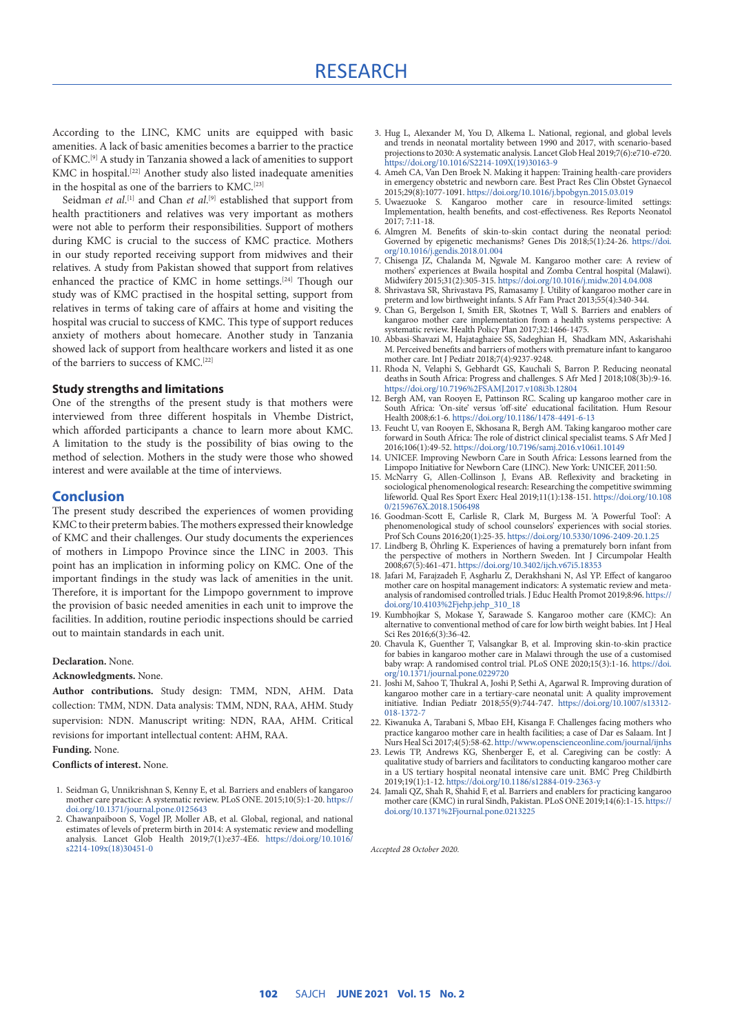According to the LINC, KMC units are equipped with basic amenities. A lack of basic amenities becomes a barrier to the practice of KMC.[9] A study in Tanzania showed a lack of amenities to support KMC in hospital.[22] Another study also listed inadequate amenities in the hospital as one of the barriers to KMC.[23]

Seidman *et al.*[1] and Chan *et al.*[9] established that support from health practitioners and relatives was very important as mothers were not able to perform their responsibilities. Support of mothers during KMC is crucial to the success of KMC practice. Mothers in our study reported receiving support from midwives and their relatives. A study from Pakistan showed that support from relatives enhanced the practice of KMC in home settings.[24] Though our study was of KMC practised in the hospital setting, support from relatives in terms of taking care of affairs at home and visiting the hospital was crucial to success of KMC. This type of support reduces anxiety of mothers about homecare. Another study in Tanzania showed lack of support from healthcare workers and listed it as one of the barriers to success of KMC.[22]

### Study strengths and limitations

One of the strengths of the present study is that mothers were interviewed from three different hospitals in Vhembe District, which afforded participants a chance to learn more about KMC. A limitation to the study is the possibility of bias owing to the method of selection. Mothers in the study were those who showed interest and were available at the time of interviews.

## Conclusion

The present study described the experiences of women providing KMC to their preterm babies. The mothers expressed their knowledge of KMC and their challenges. Our study documents the experiences of mothers in Limpopo Province since the LINC in 2003. This point has an implication in informing policy on KMC. One of the important findings in the study was lack of amenities in the unit. Therefore, it is important for the Limpopo government to improve the provision of basic needed amenities in each unit to improve the facilities. In addition, routine periodic inspections should be carried out to maintain standards in each unit.

**Declaration.** None.

**Acknowledgments.** None.

**Author contributions.** Study design: TMM, NDN, AHM. Data collection: TMM, NDN. Data analysis: TMM, NDN, RAA, AHM. Study supervision: NDN. Manuscript writing: NDN, RAA, AHM. Critical revisions for important intellectual content: AHM, RAA.

**Funding.** None.

**Conflicts of interest.** None.

1. Seidman G, Unnikrishnan S, Kenny E, et al. Barriers and enablers of kangaroo mother care practice: A systematic review. PLoS ONE. 2015;10(5):1-20. https://doi.org/10.1371/journal.pone.0125643
2. Chawanpaiboon S, Vogel JP, Moller AB, et al. Global, regional, and national estimates of levels of preterm birth in 2014: A systematic review and modelling analysis. Lancet Glob Health 2019;7(1):e37-4E6. https://doi.org/10.1016/s2214-109x(18)30451-0
3. Hug L, Alexander M, You D, Alkema L. National, regional, and global levels and trends in neonatal mortality between 1990 and 2017, with scenario-based projections to 2030: A systematic analysis. Lancet Glob Heal 2019;7(6):e710-e720. https://doi.org/10.1016/S2214-109X(19)30163-9
4. Ameh CA, Van Den Broek N. Making it happen: Training health-care providers in emergency obstetric and newborn care. Best Pract Res Clin Obstet Gynaecol 2015;29(8):1077-1091. https://doi.org/10.1016/j.bpobgyn.2015.03.019
5. Uwaezuoke S. Kangaroo mother care in resource-limited settings: Implementation, health benefits, and cost-effectiveness. Res Reports Neonatol 2017; 7:11-18.
6. Almgren M. Benefits of skin-to-skin contact during the neonatal period: Governed by epigenetic mechanisms? Genes Dis 2018;5(1):24-26. https://doi.org/10.1016/j.gendis.2018.01.004
7. Chisenga JZ, Chalanda M, Ngwale M. Kangaroo mother care: A review of mothers' experiences at Bwaila hospital and Zomba Central hospital (Malawi). Midwifery 2015;31(2):305-315. https://doi.org/10.1016/j.midw.2014.04.008
8. Shrivastava SR, Shrivastava PS, Ramasamy J. Utility of kangaroo mother care in preterm and low birthweight infants. S Afr Fam Pract 2013;55(4):340-344.
9. Chan G, Bergelson I, Smith ER, Skotnes T, Wall S. Barriers and enablers of kangaroo mother care implementation from a health systems perspective: A systematic review. Health Policy Plan 2017;32:1466-1475.
10. Abbasi-Shavazi M, Hajataghaiee SS, Sadeghian H, Shadkam MN, Askarishahi M. Perceived benefits and barriers of mothers with premature infant to kangaroo mother care. Int J Pediatr 2018;7(4):9237-9248.
11. Rhoda N, Velaphi S, Gebhardt GS, Kauchali S, Barron P. Reducing neonatal deaths in South Africa: Progress and challenges. S Afr Med J 2018;108(3b):9-16. https://doi.org/10.7196%2FSAMJ.2017.v108i3b.12804
12. Bergh AM, van Rooyen E, Pattinson RC. Scaling up kangaroo mother care in South Africa: 'On-site' versus 'off-site' educational facilitation. Hum Resour Health 2008;6:1-6. https://doi.org/10.1186/1478-4491-6-13
13. Feucht U, van Rooyen E, Skhosana R, Bergh AM. Taking kangaroo mother care forward in South Africa: The role of district clinical specialist teams. S Afr Med J 2016;106(1):49-52. https://doi.org/10.7196/samj.2016.v106i1.10149
14. UNICEF. Improving Newborn Care in South Africa: Lessons learned from the Limpopo Initiative for Newborn Care (LINC). New York: UNICEF, 2011:50.
15. McNarry G, Allen-Collinson J, Evans AB. Reflexivity and bracketing in sociological phenomenological research: Researching the competitive swimming lifeworld. Qual Res Sport Exerc Heal 2019;11(1):138-151. https://doi.org/10.1080/2159676X.2018.1506498
16. Goodman-Scott E, Carlisle R, Clark M, Burgess M. 'A Powerful Tool': A phenomenological study of school counselors' experiences with social stories. Prof Sch Couns 2016;20(1):25-35. https://doi.org/10.5330/1096-2409-20.1.25
17. Lindberg B, Öhrling K. Experiences of having a prematurely born infant from the perspective of mothers in Northern Sweden. Int J Circumpolar Health 2008;67(5):461-471. https://doi.org/10.3402/ijch.v67i5.18353
18. Jafari M, Farajzadeh F, Asgharlu Z, Derakhshani N, Asl YP. Effect of kangaroo mother care on hospital management indicators: A systematic review and meta-analysis of randomised controlled trials. J Educ Health Promot 2019;8:96. https://doi.org/10.4103%2Fjehp.jehp_310_18
19. Kumbhojkar S, Mokase Y, Sarawade S. Kangaroo mother care (KMC): An alternative to conventional method of care for low birth weight babies. Int J Heal Sci Res 2016;6(3):36-42.
20. Chavula K, Guenther T, Valsangkar B, et al. Improving skin-to-skin practice for babies in kangaroo mother care in Malawi through the use of a customised baby wrap: A randomised control trial. PLoS ONE 2020;15(3):1-16. https://doi.org/10.1371/journal.pone.0229720
21. Joshi M, Sahoo T, Thukral A, Joshi P, Sethi A, Agarwal R. Improving duration of kangaroo mother care in a tertiary-care neonatal unit: A quality improvement initiative. Indian Pediatr 2018;55(9):744-747. https://doi.org/10.1007/s13312-018-1372-7
22. Kiwanuka A, Tarabani S, Mbao EH, Kisanga F. Challenges facing mothers who practice kangaroo mother care in health facilities; a case of Dar es Salaam. Int J Nurs Heal Sci 2017;4(5):58-62. http://www.openscienceonline.com/journal/ijnhs
23. Lewis TP, Andrews KG, Shenberger E, et al. Caregiving can be costly: A qualitative study of barriers and facilitators to conducting kangaroo mother care in a US tertiary hospital neonatal intensive care unit. BMC Preg Childbirth 2019;19(1):1-12. https://doi.org/10.1186/s12884-019-2363-y
24. Jamali QZ, Shah R, Shahid F, et al. Barriers and enablers for practicing kangaroo mother care (KMC) in rural Sindh, Pakistan. PLoS ONE 2019;14(6):1-15. https://doi.org/10.1371%2Fjournal.pone.0213225

*Accepted 28 October 2020.*